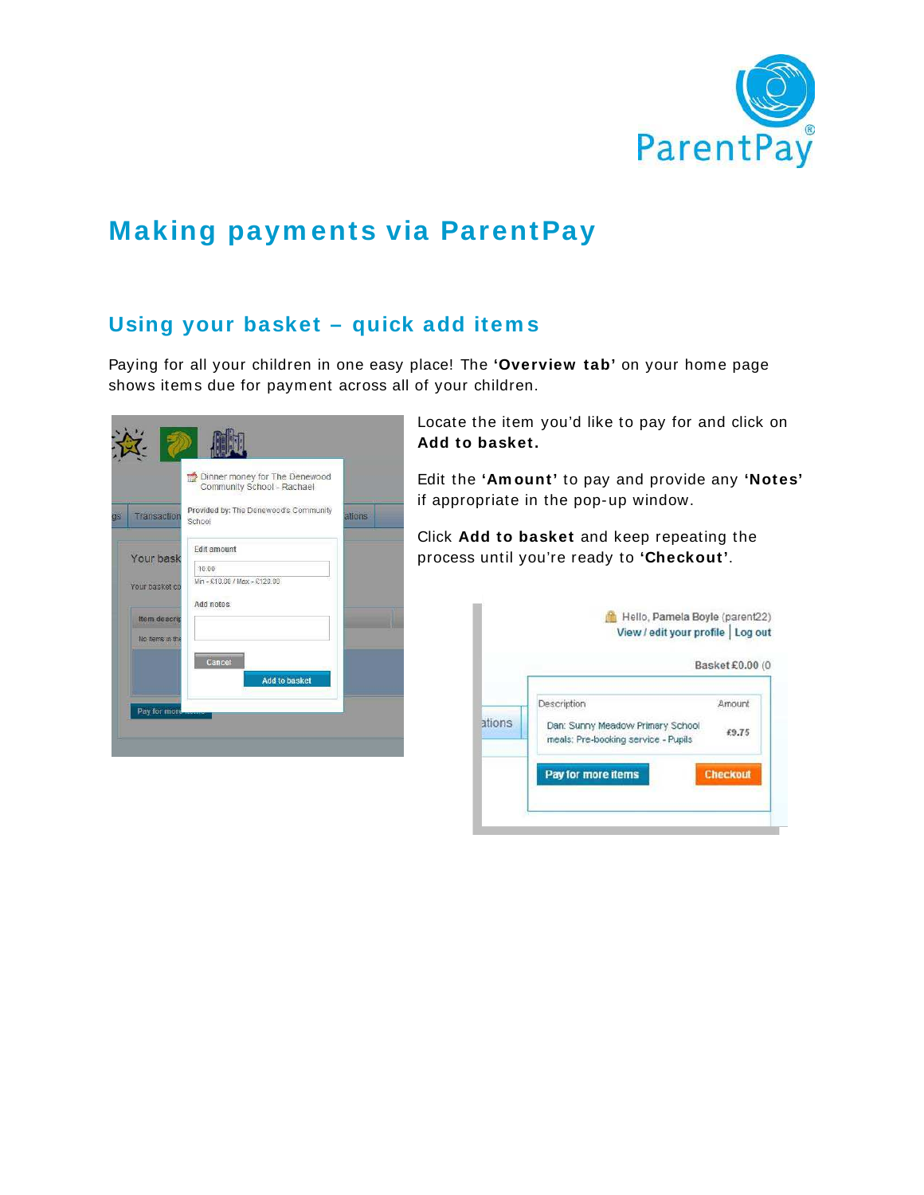# Making payments via ParentPay

## Using your basket – quick add items

Paying for all your children in one easy place! The **'Overview tab'** on your home page shows items due for payment across all of your children.

Locate the item you'd like to pay for and click on **Add to basket.**

Edit the **'Amount'** to pay and provide any **'Notes'** if appropriate in the pop-up window.

Click **Add to basket** and keep repeating the process until you're ready to **'Checkout'**.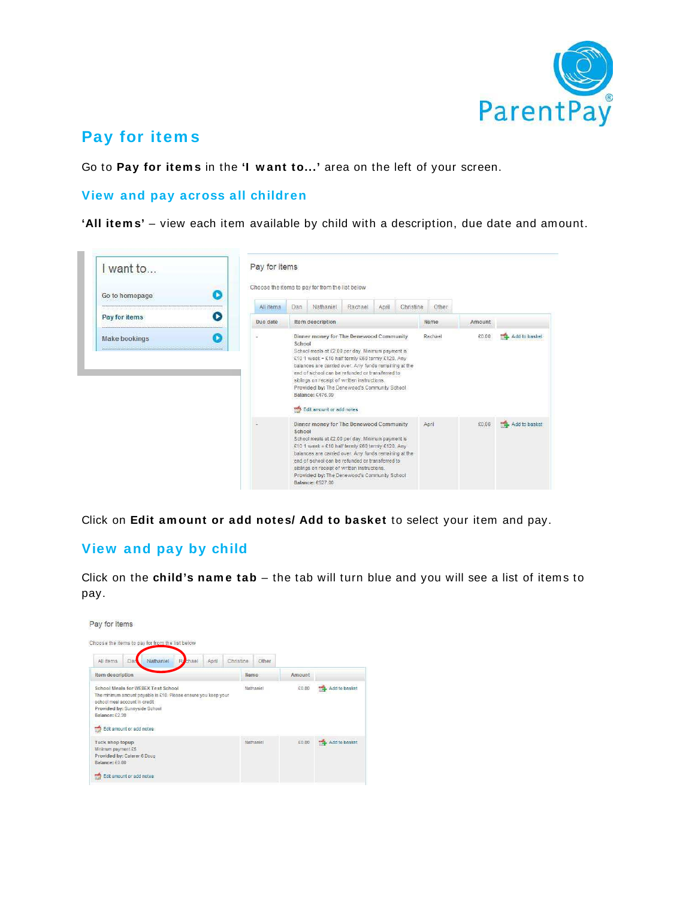## Pay for items

Go to **Pay for items** in the **'I want to...'** area on the left of your screen.

### View and pay across all children

**'All items'** – view each item available by child with a description, due date and amount.

Click on **Edit amount or add notes/ Add to basket** to select your item and pay.

### View and pay by child

Click on the **child's name tab** – the tab will turn blue and you will see a list of items to pay.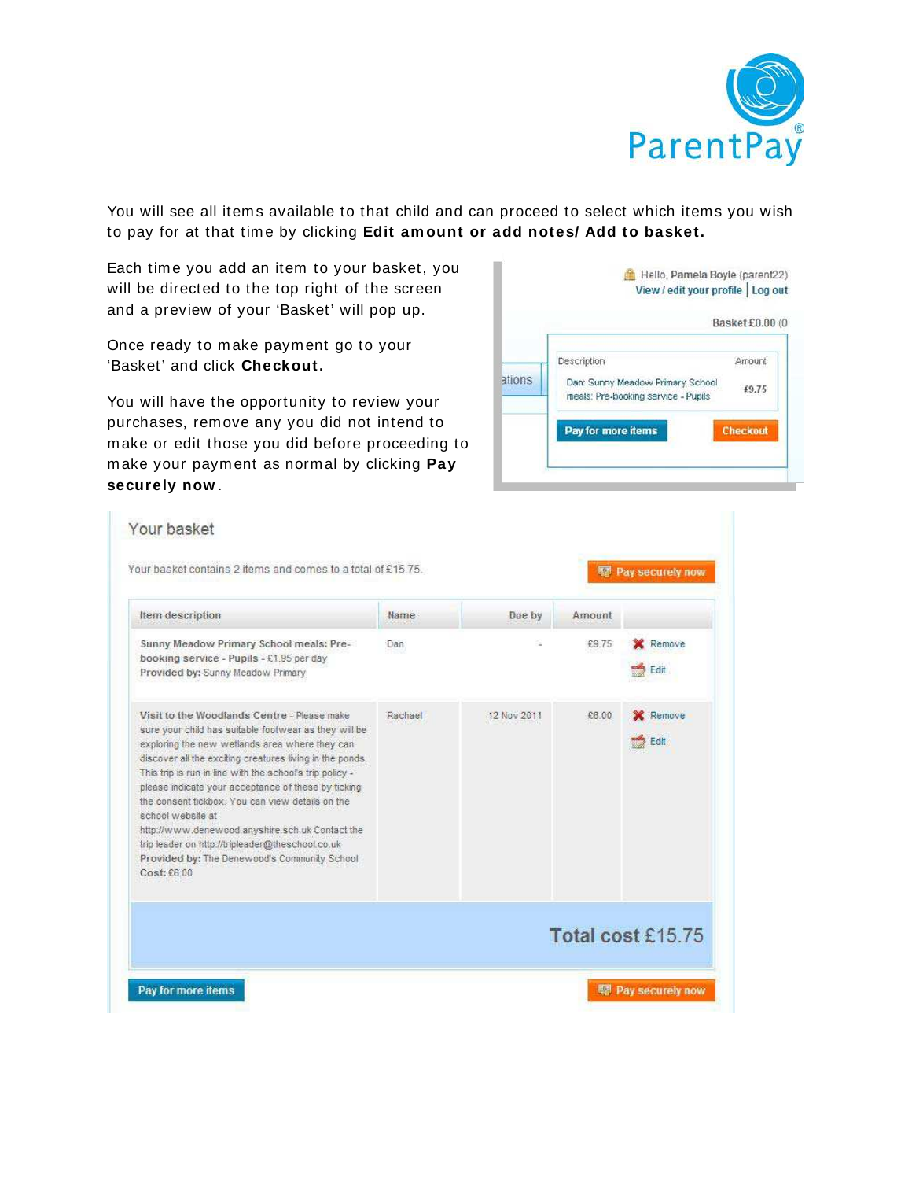You will see all items available to that child and can proceed to select which items you wish to pay for at that time by clicking **Edit amount or add notes/ Add to basket.**

Each time you add an item to your basket, you will be directed to the top right of the screen and a preview of your 'Basket' will pop up.

Once ready to make payment go to your 'Basket' and click **Checkout.**

You will have the opportunity to review your purchases, remove any you did not intend to make or edit those you did before proceeding to make your payment as normal by clicking **Pay securely now**.

Hello, Pamela Boyle (parent22)
View / edit your profile | Log out

Basket £0.00 (0

| Description | Amount |
| --- | --- |
| Dan: Sunny Meadow Primary School meals: Pre-booking service - Pupils | £9.75 |

Pay for more items | Checkout

## Your basket

Your basket contains 2 items and comes to a total of £15.75.

Pay securely now

| Item description | Name | Due by | Amount | |
| --- | --- | --- | --- | --- |
| **Sunny Meadow Primary School meals: Pre-booking service - Pupils** - £1.95 per day **Provided by:** Sunny Meadow Primary | Dan | - | £9.75 | Remove Edit |
| **Visit to the Woodlands Centre** - Please make sure your child has suitable footwear as they will be exploring the new wetlands area where they can discover all the exciting creatures living in the ponds. This trip is run in line with the school's trip policy - please indicate your acceptance of these by ticking the consent tickbox. You can view details on the school website at http://www.denewood.anyshire.sch.uk Contact the trip leader on http://tripleader@theschool.co.uk **Provided by:** The Denewood's Community School **Cost:** £6.00 | Rachael | 12 Nov 2011 | £6.00 | Remove Edit |

**Total cost** £15.75

Pay for more items | Pay securely now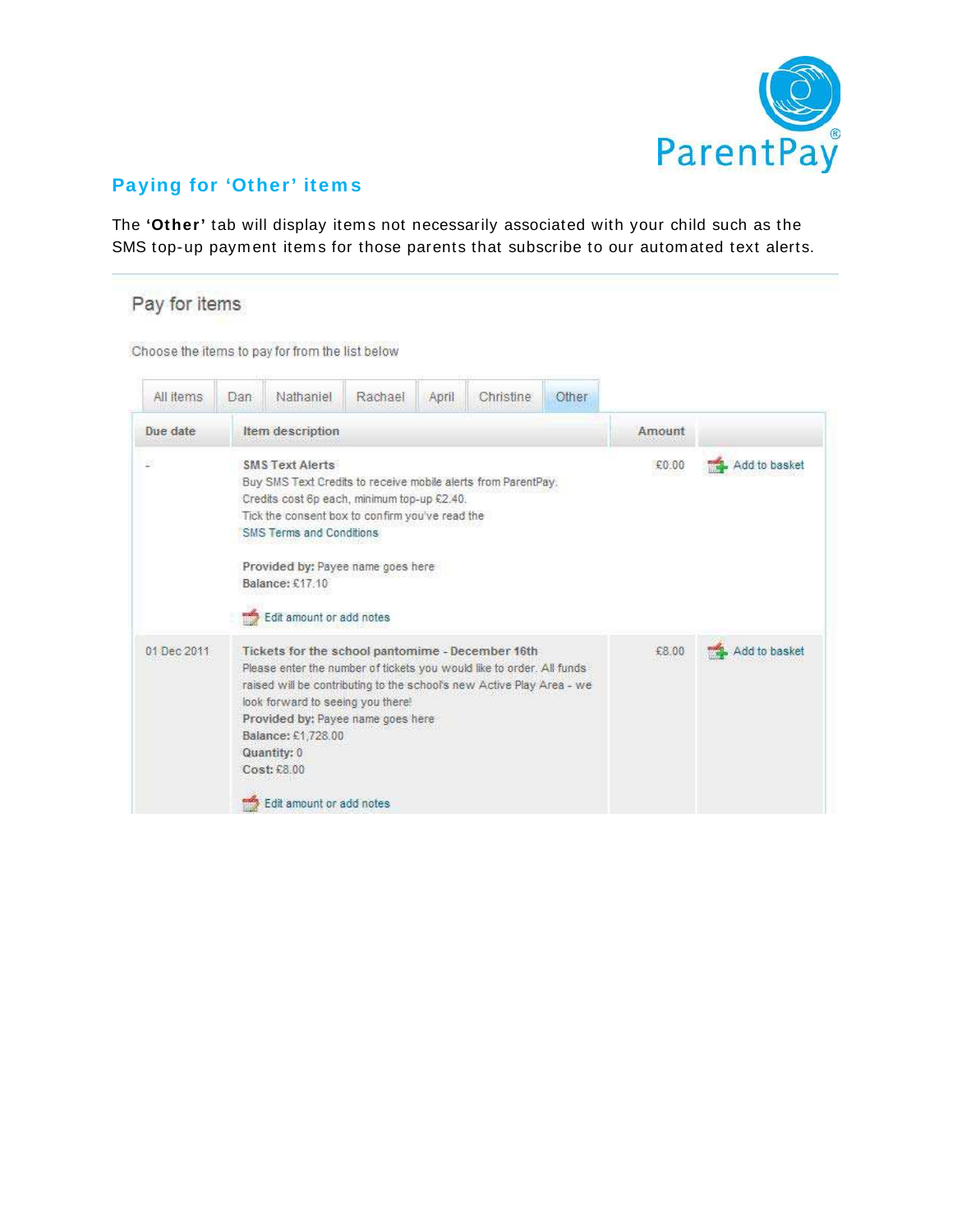## Paying for 'Other' items

The **'Other'** tab will display items not necessarily associated with your child such as the SMS top-up payment items for those parents that subscribe to our automated text alerts.

Pay for items

Choose the items to pay for from the list below

All items | Dan | Nathaniel | Rachael | April | Christine | Other

| Due date | Item description | Amount | |
|---|---|---|---|
| - | **SMS Text Alerts**<br>Buy SMS Text Credits to receive mobile alerts from ParentPay. Credits cost 6p each, minimum top-up £2.40. Tick the consent box to confirm you've read the SMS Terms and Conditions<br><br>**Provided by:** Payee name goes here<br>**Balance:** £17.10<br><br>Edit amount or add notes | £0.00 | Add to basket |
| 01 Dec 2011 | **Tickets for the school pantomime - December 16th**<br>Please enter the number of tickets you would like to order. All funds raised will be contributing to the school's new Active Play Area - we look forward to seeing you there!<br>**Provided by:** Payee name goes here<br>**Balance:** £1,728.00<br>**Quantity:** 0<br>**Cost:** £8.00<br><br>Edit amount or add notes | £8.00 | Add to basket |